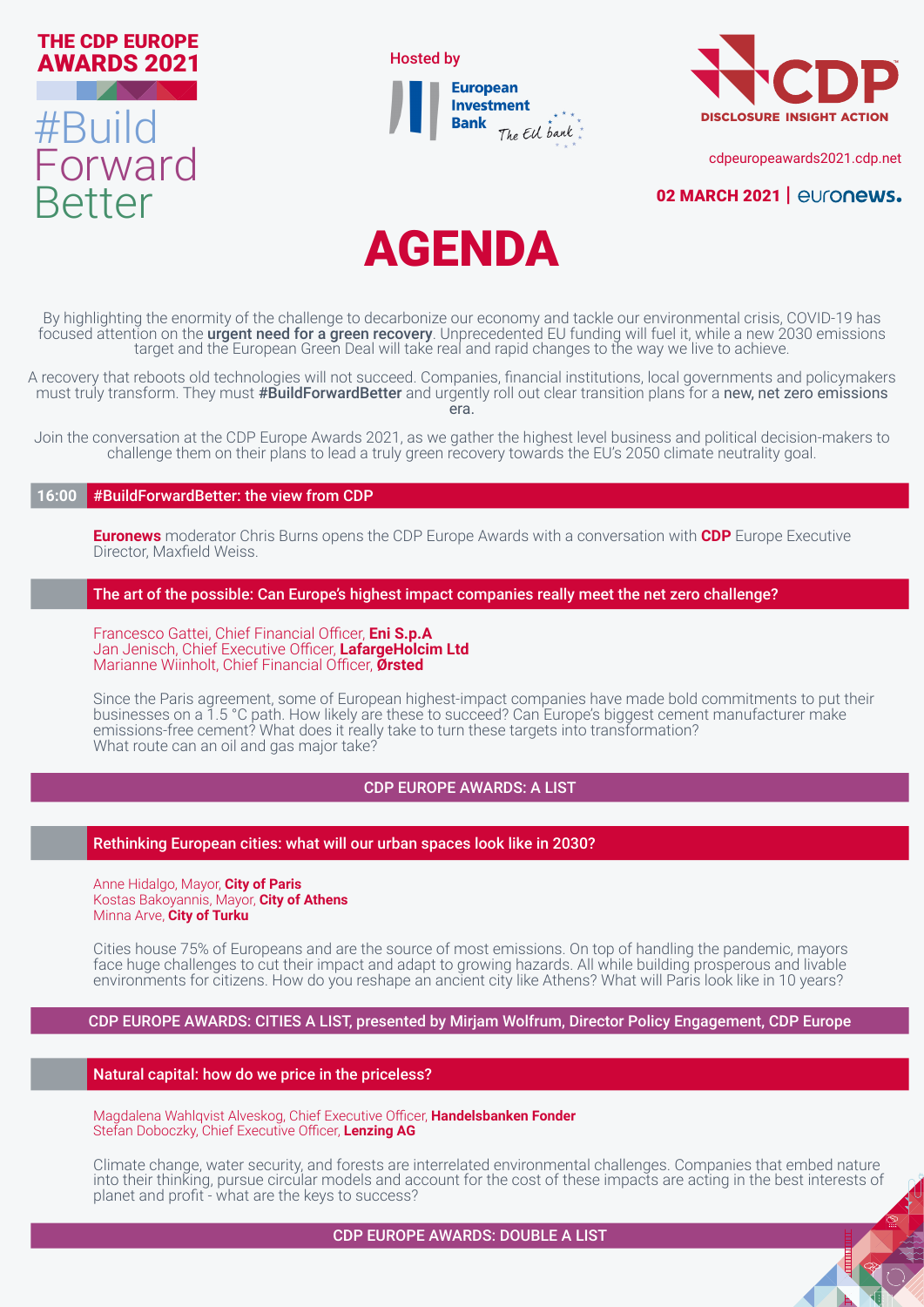**THE CDP EUROPE AWARDS 2021**

#BuildForwardBetter

Hosted by European Investment Bank – The EU bank

CDP – DISCLOSURE INSIGHT ACTION

cdpeuropeawards2021.cdp.net

**02 MARCH 2021** | euronews.

# AGENDA

By highlighting the enormity of the challenge to decarbonize our economy and tackle our environmental crisis, COVID-19 has focused attention on the **urgent need for a green recovery**. Unprecedented EU funding will fuel it, while a new 2030 emissions target and the European Green Deal will take real and rapid changes to the way we live to achieve.

A recovery that reboots old technologies will not succeed. Companies, financial institutions, local governments and policymakers must truly transform. They must **#BuildForwardBetter** and urgently roll out clear transition plans for a new, net zero emissions era.

Join the conversation at the CDP Europe Awards 2021, as we gather the highest level business and political decision-makers to challenge them on their plans to lead a truly green recovery towards the EU's 2050 climate neutrality goal.

## 16:00 #BuildForwardBetter: the view from CDP

**Euronews** moderator Chris Burns opens the CDP Europe Awards with a conversation with **CDP** Europe Executive Director, Maxfield Weiss.

## The art of the possible: Can Europe's highest impact companies really meet the net zero challenge?

Francesco Gattei, Chief Financial Officer, **Eni S.p.A**
Jan Jenisch, Chief Executive Officer, **LafargeHolcim Ltd**
Marianne Wiinholt, Chief Financial Officer, **Ørsted**

Since the Paris agreement, some of European highest-impact companies have made bold commitments to put their businesses on a 1.5 °C path. How likely are these to succeed? Can Europe's biggest cement manufacturer make emissions-free cement? What does it really take to turn these targets into transformation?
What route can an oil and gas major take?

## CDP EUROPE AWARDS: A LIST

## Rethinking European cities: what will our urban spaces look like in 2030?

Anne Hidalgo, Mayor, **City of Paris**
Kostas Bakoyannis, Mayor, **City of Athens**
Minna Arve, **City of Turku**

Cities house 75% of Europeans and are the source of most emissions. On top of handling the pandemic, mayors face huge challenges to cut their impact and adapt to growing hazards. All while building prosperous and livable environments for citizens. How do you reshape an ancient city like Athens? What will Paris look like in 10 years?

## CDP EUROPE AWARDS: CITIES A LIST, presented by Mirjam Wolfrum, Director Policy Engagement, CDP Europe

## Natural capital: how do we price in the priceless?

Magdalena Wahlqvist Alveskog, Chief Executive Officer, **Handelsbanken Fonder**
Stefan Doboczky, Chief Executive Officer, **Lenzing AG**

Climate change, water security, and forests are interrelated environmental challenges. Companies that embed nature into their thinking, pursue circular models and account for the cost of these impacts are acting in the best interests of planet and profit - what are the keys to success?

## CDP EUROPE AWARDS: DOUBLE A LIST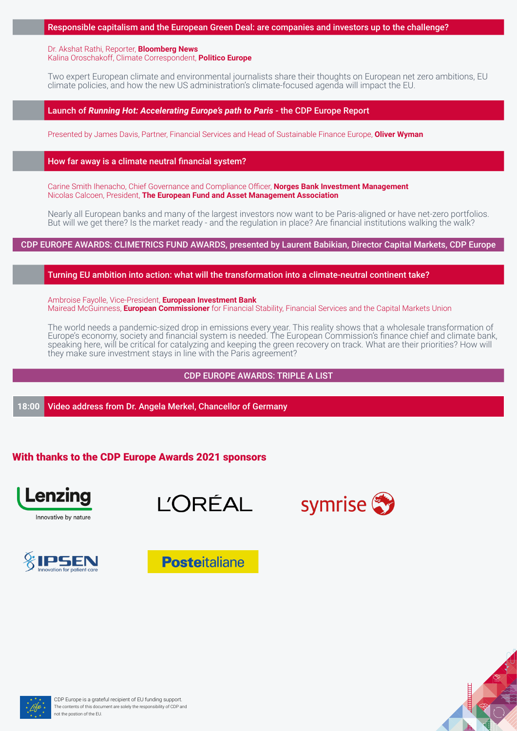## Responsible capitalism and the European Green Deal: are companies and investors up to the challenge?

Dr. Akshat Rathi, Reporter, **Bloomberg News**
Kalina Oroschakoff, Climate Correspondent, **Politico Europe**

Two expert European climate and environmental journalists share their thoughts on European net zero ambitions, EU climate policies, and how the new US administration's climate-focused agenda will impact the EU.

## Launch of *Running Hot: Accelerating Europe's path to Paris* - the CDP Europe Report

Presented by James Davis, Partner, Financial Services and Head of Sustainable Finance Europe, **Oliver Wyman**

## How far away is a climate neutral financial system?

Carine Smith Ihenacho, Chief Governance and Compliance Officer, **Norges Bank Investment Management**
Nicolas Calcoen, President, **The European Fund and Asset Management Association**

Nearly all European banks and many of the largest investors now want to be Paris-aligned or have net-zero portfolios. But will we get there? Is the market ready - and the regulation in place? Are financial institutions walking the walk?

## CDP EUROPE AWARDS: CLIMETRICS FUND AWARDS, presented by Laurent Babikian, Director Capital Markets, CDP Europe

## Turning EU ambition into action: what will the transformation into a climate-neutral continent take?

Ambroise Fayolle, Vice-President, **European Investment Bank**
Mairead McGuinness, **European Commissioner** for Financial Stability, Financial Services and the Capital Markets Union

The world needs a pandemic-sized drop in emissions every year. This reality shows that a wholesale transformation of Europe's economy, society and financial system is needed. The European Commission's finance chief and climate bank, speaking here, will be critical for catalyzing and keeping the green recovery on track. What are their priorities? How will they make sure investment stays in line with the Paris agreement?

## CDP EUROPE AWARDS: TRIPLE A LIST

## 18:00 Video address from Dr. Angela Merkel, Chancellor of Germany

## With thanks to the CDP Europe Awards 2021 sponsors

Lenzing – Innovative by nature

L'ORÉAL

symrise

IPSEN – Innovation for patient care

Posteitaliane

CDP Europe is a grateful recipient of EU funding support. The contents of this document are solely the responsibility of CDP and not the postion of the EU.